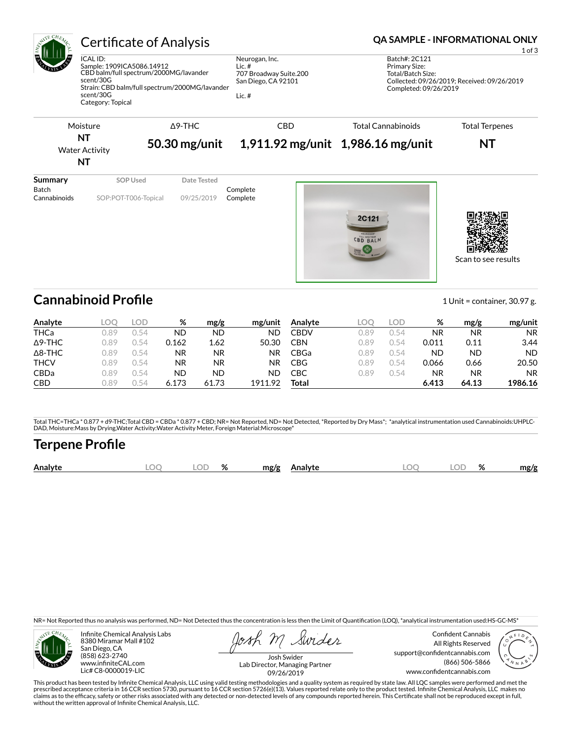# Certificate of Analysis

**QA SAMPLE - INFORMATIONAL ONLY**

ICAL ID:
Sample: 1909ICA5086.14912
CBD balm/full spectrum/2000MG/lavander scent/30G
Strain: CBD balm/full spectrum/2000MG/lavander scent/30G
Category: Topical

Neurogan, Inc.
Lic. #
707 Broadway Suite.200
San Diego, CA 92101

Lic. #

Batch#: 2C121
Primary Size:
Total/Batch Size:
Collected: 09/26/2019; Received: 09/26/2019
Completed: 09/26/2019

| Moisture | Δ9-THC | CBD | Total Cannabinoids | Total Terpenes |
|---|---|---|---|---|
| NT | 50.30 mg/unit | 1,911.92 mg/unit | 1,986.16 mg/unit | NT |
| Water Activity NT | | | | |

| Summary | SOP Used | Date Tested | |
|---|---|---|---|
| Batch | | | Complete |
| Cannabinoids | SOP:POT-T006-Topical | 09/25/2019 | Complete |

Scan to see results

## Cannabinoid Profile

1 Unit = container, 30.97 g.

| Analyte | LOQ | LOD | % | mg/g | mg/unit | Analyte | LOQ | LOD | % | mg/g | mg/unit |
|---|---|---|---|---|---|---|---|---|---|---|---|
| THCa | 0.89 | 0.54 | ND | ND | ND | CBDV | 0.89 | 0.54 | NR | NR | NR |
| Δ9-THC | 0.89 | 0.54 | 0.162 | 1.62 | 50.30 | CBN | 0.89 | 0.54 | 0.011 | 0.11 | 3.44 |
| Δ8-THC | 0.89 | 0.54 | NR | NR | NR | CBGa | 0.89 | 0.54 | ND | ND | ND |
| THCV | 0.89 | 0.54 | NR | NR | NR | CBG | 0.89 | 0.54 | 0.066 | 0.66 | 20.50 |
| CBDa | 0.89 | 0.54 | ND | ND | ND | CBC | 0.89 | 0.54 | NR | NR | NR |
| CBD | 0.89 | 0.54 | 6.173 | 61.73 | 1911.92 | **Total** | | | **6.413** | **64.13** | **1986.16** |

Total THC=THCa * 0.877 + d9-THC;Total CBD = CBDa * 0.877 + CBD; NR= Not Reported, ND= Not Detected, *Reported by Dry Mass*; *analytical instrumentation used Cannabinoids:UHPLC-DAD, Moisture:Mass by Drying,Water Activity:Water Activity Meter, Foreign Material:Microscope*

## Terpene Profile

| Analyte | LOQ | LOD | % | mg/g | Analyte | LOQ | LOD | % | mg/g |
|---|---|---|---|---|---|---|---|---|---|

NR= Not Reported thus no analysis was performed, ND= Not Detected thus the concentration is less then the Limit of Quantification (LOQ), *analytical instrumentation used:HS-GC-MS*

Infinite Chemical Analysis Labs
8380 Miramar Mall #102
San Diego, CA
(858) 623-2740
www.infiniteCAL.com
Lic# C8-0000019-LIC

Josh Swider
Lab Director, Managing Partner
09/26/2019

Confident Cannabis
All Rights Reserved
support@confidentcannabis.com
(866) 506-5866
www.confidentcannabis.com

This product has been tested by Infinite Chemical Analysis, LLC using valid testing methodologies and a quality system as required by state law. All LQC samples were performed and met the prescribed acceptance criteria in 16 CCR section 5730, pursuant to 16 CCR section 5726(e)(13). Values reported relate only to the product tested. Infinite Chemical Analysis, LLC makes no claims as to the efficacy, safety or other risks associated with any detected or non-detected levels of any compounds reported herein. This Certificate shall not be reproduced except in full, without the written approval of Infinite Chemical Analysis, LLC.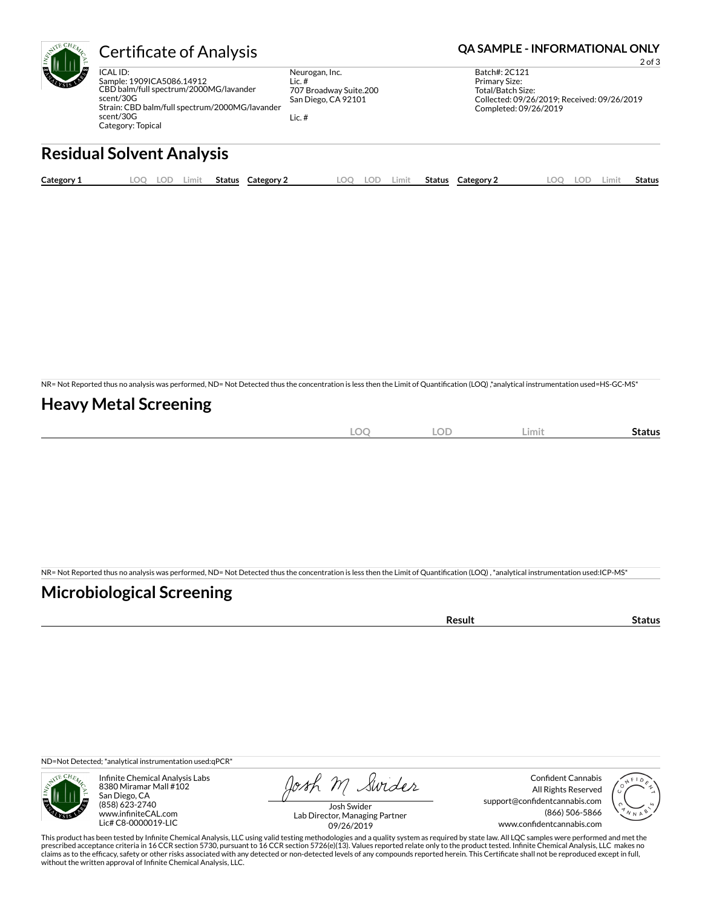# Certificate of Analysis

**QA SAMPLE - INFORMATIONAL ONLY**

ICAL ID:
Sample: 1909ICA5086.14912
CBD balm/full spectrum/2000MG/lavander scent/30G
Strain: CBD balm/full spectrum/2000MG/lavander scent/30G
Category: Topical

Neurogan, Inc.
Lic. #
707 Broadway Suite.200
San Diego, CA 92101

Lic. #

Batch#: 2C121
Primary Size:
Total/Batch Size:
Collected: 09/26/2019; Received: 09/26/2019
Completed: 09/26/2019

## Residual Solvent Analysis

| Category 1 | LOQ | LOD | Limit | Status | Category 2 | LOQ | LOD | Limit | Status | Category 2 | LOQ | LOD | Limit | Status |
|---|---|---|---|---|---|---|---|---|---|---|---|---|---|---|

NR= Not Reported thus no analysis was performed, ND= Not Detected thus the concentration is less then the Limit of Quantification (LOQ) ,*analytical instrumentation used=HS-GC-MS*

## Heavy Metal Screening

| | LOQ | LOD | Limit | Status |
|---|---|---|---|---|

NR= Not Reported thus no analysis was performed, ND= Not Detected thus the concentration is less then the Limit of Quantification (LOQ) , *analytical instrumentation used:ICP-MS*

## Microbiological Screening

| | Result | Status |
|---|---|---|

ND=Not Detected; *analytical instrumentation used:qPCR*

Infinite Chemical Analysis Labs
8380 Miramar Mall #102
San Diego, CA
(858) 623-2740
www.infiniteCAL.com
Lic# C8-0000019-LIC

Josh Swider
Lab Director, Managing Partner
09/26/2019

Confident Cannabis
All Rights Reserved
support@confidentcannabis.com
(866) 506-5866
www.confidentcannabis.com

This product has been tested by Infinite Chemical Analysis, LLC using valid testing methodologies and a quality system as required by state law. All LQC samples were performed and met the prescribed acceptance criteria in 16 CCR section 5730, pursuant to 16 CCR section 5726(e)(13). Values reported relate only to the product tested. Infinite Chemical Analysis, LLC makes no claims as to the efficacy, safety or other risks associated with any detected or non-detected levels of any compounds reported herein. This Certificate shall not be reproduced except in full, without the written approval of Infinite Chemical Analysis, LLC.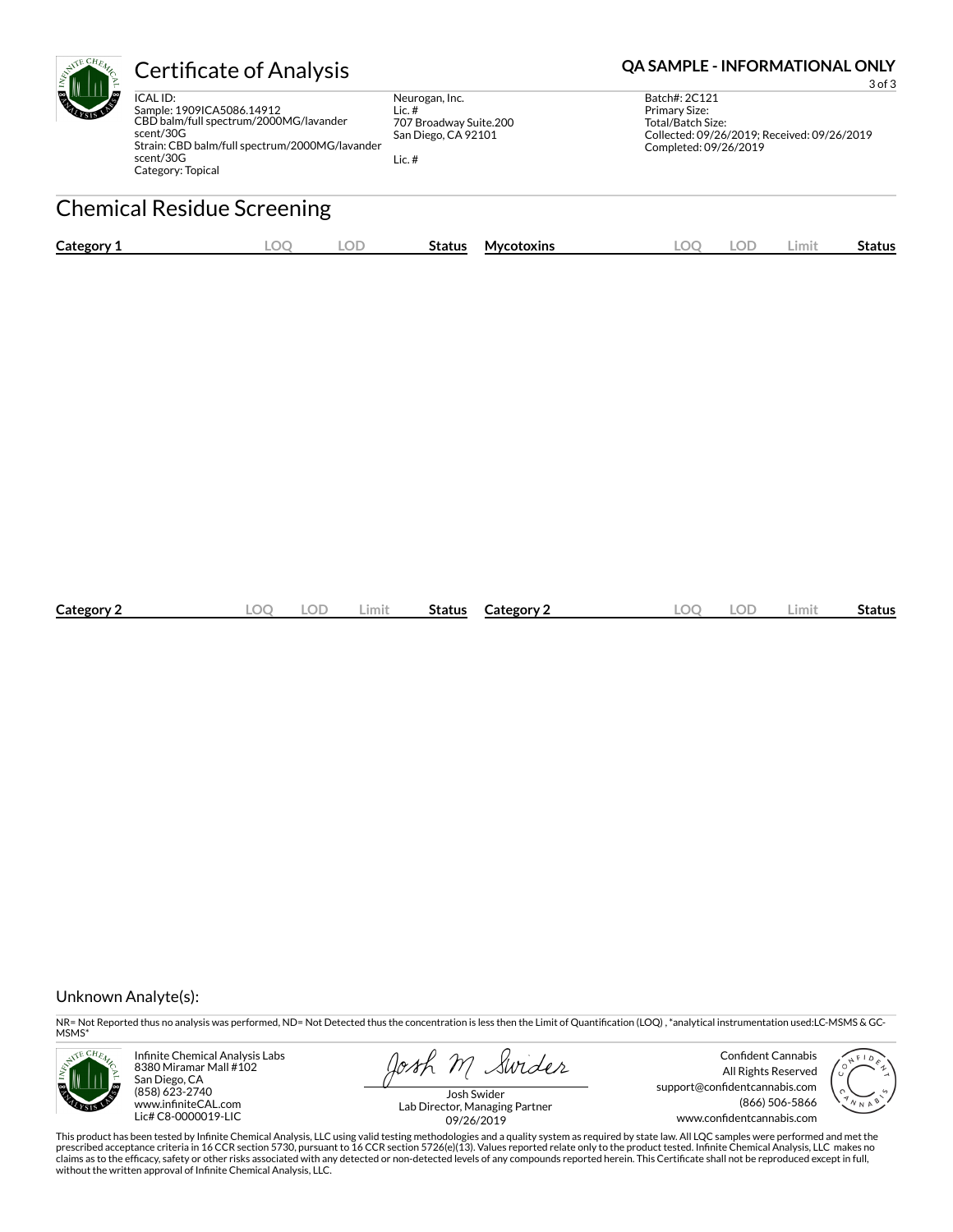# Certificate of Analysis

**QA SAMPLE - INFORMATIONAL ONLY**

ICAL ID:
Sample: 1909ICA5086.14912
CBD balm/full spectrum/2000MG/lavander scent/30G
Strain: CBD balm/full spectrum/2000MG/lavander scent/30G
Category: Topical

Neurogan, Inc.
Lic. #
707 Broadway Suite.200
San Diego, CA 92101

Lic. #

Batch#: 2C121
Primary Size:
Total/Batch Size:
Collected: 09/26/2019; Received: 09/26/2019
Completed: 09/26/2019

## Chemical Residue Screening

| Category 1 | LOQ | LOD | Status |
|---|---|---|---|

| Mycotoxins | LOQ | LOD | Limit | Status |
|---|---|---|---|---|

| Category 2 | LOQ | LOD | Limit | Status |
|---|---|---|---|---|

| Category 2 | LOQ | LOD | Limit | Status |
|---|---|---|---|---|

Unknown Analyte(s):

NR= Not Reported thus no analysis was performed, ND= Not Detected thus the concentration is less then the Limit of Quantification (LOQ) , *analytical instrumentation used:LC-MSMS & GC-MSMS*

Infinite Chemical Analysis Labs
8380 Miramar Mall #102
San Diego, CA
(858) 623-2740
www.infiniteCAL.com
Lic# C8-0000019-LIC

Josh Swider
Lab Director, Managing Partner
09/26/2019

Confident Cannabis
All Rights Reserved
support@confidentcannabis.com
(866) 506-5866
www.confidentcannabis.com

This product has been tested by Infinite Chemical Analysis, LLC using valid testing methodologies and a quality system as required by state law. All LQC samples were performed and met the prescribed acceptance criteria in 16 CCR section 5730, pursuant to 16 CCR section 5726(e)(13). Values reported relate only to the product tested. Infinite Chemical Analysis, LLC makes no claims as to the efficacy, safety or other risks associated with any detected or non-detected levels of any compounds reported herein. This Certificate shall not be reproduced except in full, without the written approval of Infinite Chemical Analysis, LLC.